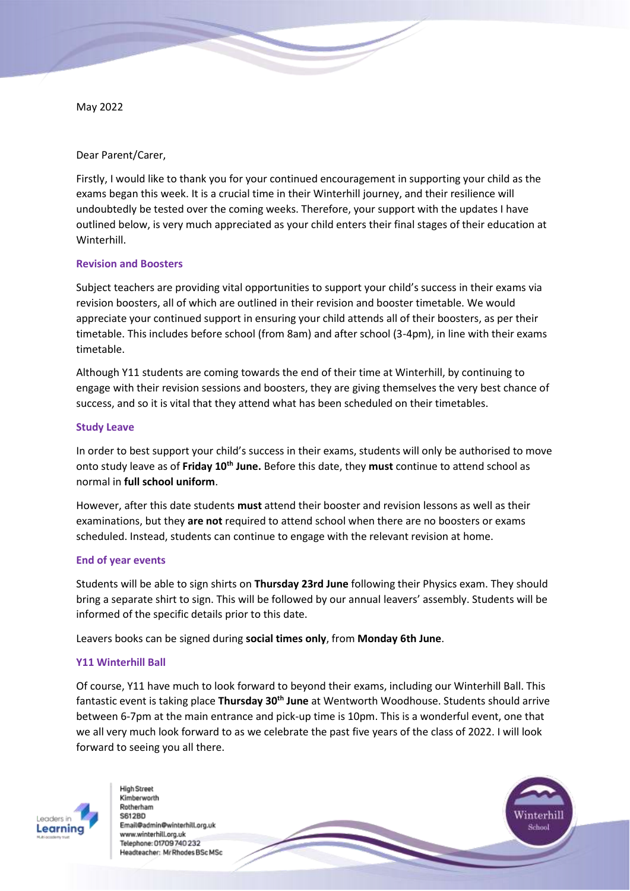May 2022

Dear Parent/Carer,

Firstly, I would like to thank you for your continued encouragement in supporting your child as the exams began this week. It is a crucial time in their Winterhill journey, and their resilience will undoubtedly be tested over the coming weeks. Therefore, your support with the updates I have outlined below, is very much appreciated as your child enters their final stages of their education at Winterhill.

### Revision and Boosters

Subject teachers are providing vital opportunities to support your child's success in their exams via revision boosters, all of which are outlined in their revision and booster timetable. We would appreciate your continued support in ensuring your child attends all of their boosters, as per their timetable. This includes before school (from 8am) and after school (3-4pm), in line with their exams timetable.

Although Y11 students are coming towards the end of their time at Winterhill, by continuing to engage with their revision sessions and boosters, they are giving themselves the very best chance of success, and so it is vital that they attend what has been scheduled on their timetables.

### Study Leave

In order to best support your child's success in their exams, students will only be authorised to move onto study leave as of **Friday 10th June.** Before this date, they **must** continue to attend school as normal in **full school uniform**.

However, after this date students **must** attend their booster and revision lessons as well as their examinations, but they **are not** required to attend school when there are no boosters or exams scheduled. Instead, students can continue to engage with the relevant revision at home.

### End of year events

Students will be able to sign shirts on **Thursday 23rd June** following their Physics exam. They should bring a separate shirt to sign. This will be followed by our annual leavers' assembly. Students will be informed of the specific details prior to this date.

Leavers books can be signed during **social times only**, from **Monday 6th June**.

### Y11 Winterhill Ball

Of course, Y11 have much to look forward to beyond their exams, including our Winterhill Ball. This fantastic event is taking place **Thursday 30th June** at Wentworth Woodhouse. Students should arrive between 6-7pm at the main entrance and pick-up time is 10pm. This is a wonderful event, one that we all very much look forward to as we celebrate the past five years of the class of 2022. I will look forward to seeing you all there.

High Street
Kimberworth
Rotherham
S61 2BD
Email@admin@winterhill.org.uk
www.winterhill.org.uk
Telephone: 01709 740 232
Headteacher: Mr Rhodes BSc MSc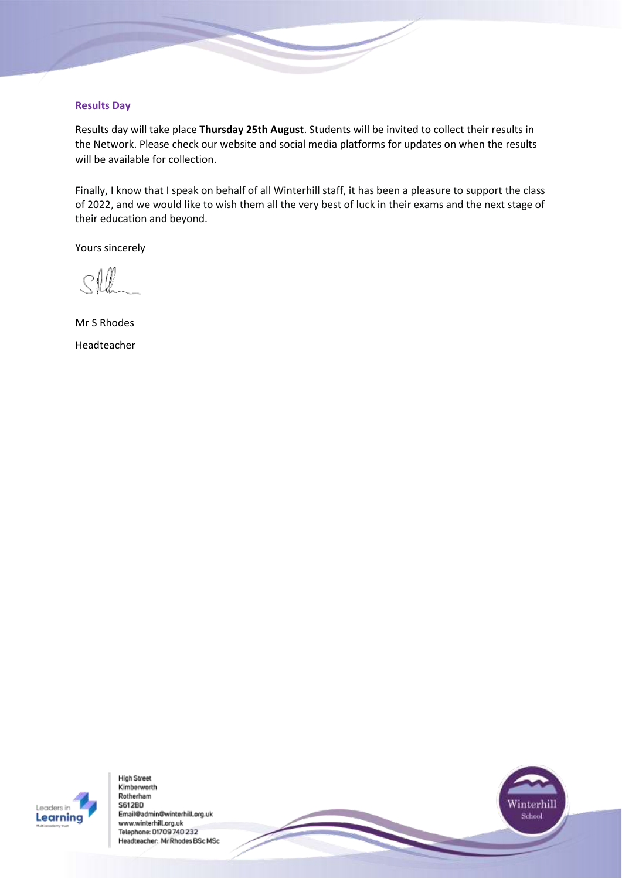### Results Day

Results day will take place **Thursday 25th August**. Students will be invited to collect their results in the Network. Please check our website and social media platforms for updates on when the results will be available for collection.

Finally, I know that I speak on behalf of all Winterhill staff, it has been a pleasure to support the class of 2022, and we would like to wish them all the very best of luck in their exams and the next stage of their education and beyond.

Yours sincerely

Mr S Rhodes

Headteacher

High Street
Kimberworth
Rotherham
S61 2BD
Email@admin@winterhill.org.uk
www.winterhill.org.uk
Telephone: 01709 740 232
Headteacher: Mr Rhodes BSc MSc